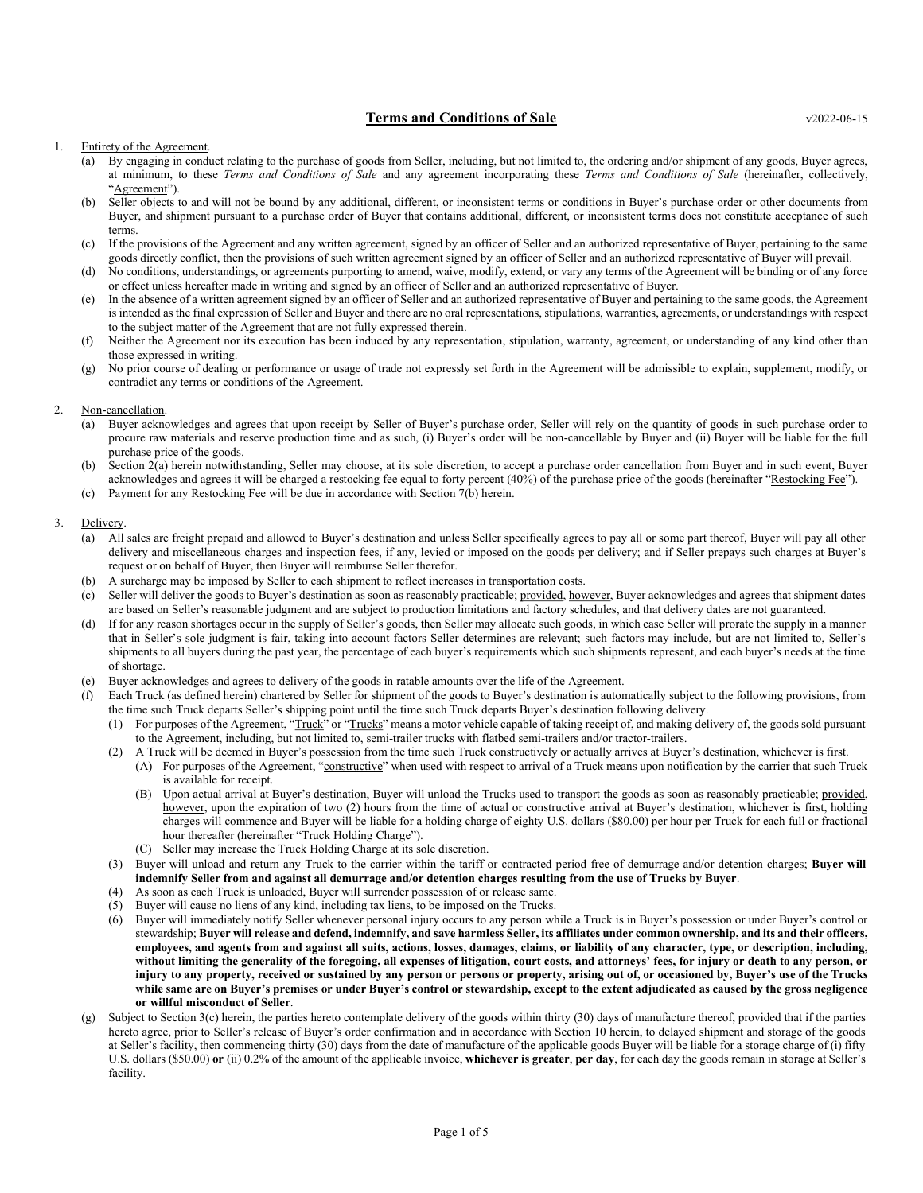# **Terms and Conditions of Sale**

v2022-06-15

1. Entirety of the Agreement.
   (a) By engaging in conduct relating to the purchase of goods from Seller, including, but not limited to, the ordering and/or shipment of any goods, Buyer agrees, at minimum, to these *Terms and Conditions of Sale* and any agreement incorporating these *Terms and Conditions of Sale* (hereinafter, collectively, "Agreement").
   (b) Seller objects to and will not be bound by any additional, different, or inconsistent terms or conditions in Buyer's purchase order or other documents from Buyer, and shipment pursuant to a purchase order of Buyer that contains additional, different, or inconsistent terms does not constitute acceptance of such terms.
   (c) If the provisions of the Agreement and any written agreement, signed by an officer of Seller and an authorized representative of Buyer, pertaining to the same goods directly conflict, then the provisions of such written agreement signed by an officer of Seller and an authorized representative of Buyer will prevail.
   (d) No conditions, understandings, or agreements purporting to amend, waive, modify, extend, or vary any terms of the Agreement will be binding or of any force or effect unless hereafter made in writing and signed by an officer of Seller and an authorized representative of Buyer.
   (e) In the absence of a written agreement signed by an officer of Seller and an authorized representative of Buyer and pertaining to the same goods, the Agreement is intended as the final expression of Seller and Buyer and there are no oral representations, stipulations, warranties, agreements, or understandings with respect to the subject matter of the Agreement that are not fully expressed therein.
   (f) Neither the Agreement nor its execution has been induced by any representation, stipulation, warranty, agreement, or understanding of any kind other than those expressed in writing.
   (g) No prior course of dealing or performance or usage of trade not expressly set forth in the Agreement will be admissible to explain, supplement, modify, or contradict any terms or conditions of the Agreement.

2. Non-cancellation.
   (a) Buyer acknowledges and agrees that upon receipt by Seller of Buyer's purchase order, Seller will rely on the quantity of goods in such purchase order to procure raw materials and reserve production time and as such, (i) Buyer's order will be non-cancellable by Buyer and (ii) Buyer will be liable for the full purchase price of the goods.
   (b) Section 2(a) herein notwithstanding, Seller may choose, at its sole discretion, to accept a purchase order cancellation from Buyer and in such event, Buyer acknowledges and agrees it will be charged a restocking fee equal to forty percent (40%) of the purchase price of the goods (hereinafter "Restocking Fee").
   (c) Payment for any Restocking Fee will be due in accordance with Section 7(b) herein.

3. Delivery.
   (a) All sales are freight prepaid and allowed to Buyer's destination and unless Seller specifically agrees to pay all or some part thereof, Buyer will pay all other delivery and miscellaneous charges and inspection fees, if any, levied or imposed on the goods per delivery; and if Seller prepays such charges at Buyer's request or on behalf of Buyer, then Buyer will reimburse Seller therefor.
   (b) A surcharge may be imposed by Seller to each shipment to reflect increases in transportation costs.
   (c) Seller will deliver the goods to Buyer's destination as soon as reasonably practicable; provided, however, Buyer acknowledges and agrees that shipment dates are based on Seller's reasonable judgment and are subject to production limitations and factory schedules, and that delivery dates are not guaranteed.
   (d) If for any reason shortages occur in the supply of Seller's goods, then Seller may allocate such goods, in which case Seller will prorate the supply in a manner that in Seller's sole judgment is fair, taking into account factors Seller determines are relevant; such factors may include, but are not limited to, Seller's shipments to all buyers during the past year, the percentage of each buyer's requirements which such shipments represent, and each buyer's needs at the time of shortage.
   (e) Buyer acknowledges and agrees to delivery of the goods in ratable amounts over the life of the Agreement.
   (f) Each Truck (as defined herein) chartered by Seller for shipment of the goods to Buyer's destination is automatically subject to the following provisions, from the time such Truck departs Seller's shipping point until the time such Truck departs Buyer's destination following delivery.
      (1) For purposes of the Agreement, "Truck" or "Trucks" means a motor vehicle capable of taking receipt of, and making delivery of, the goods sold pursuant to the Agreement, including, but not limited to, semi-trailer trucks with flatbed semi-trailers and/or tractor-trailers.
      (2) A Truck will be deemed in Buyer's possession from the time such Truck constructively or actually arrives at Buyer's destination, whichever is first.
         (A) For purposes of the Agreement, "constructive" when used with respect to arrival of a Truck means upon notification by the carrier that such Truck is available for receipt.
         (B) Upon actual arrival at Buyer's destination, Buyer will unload the Trucks used to transport the goods as soon as reasonably practicable; provided, however, upon the expiration of two (2) hours from the time of actual or constructive arrival at Buyer's destination, whichever is first, holding charges will commence and Buyer will be liable for a holding charge of eighty U.S. dollars ($80.00) per hour per Truck for each full or fractional hour thereafter (hereinafter "Truck Holding Charge").
         (C) Seller may increase the Truck Holding Charge at its sole discretion.
      (3) Buyer will unload and return any Truck to the carrier within the tariff or contracted period free of demurrage and/or detention charges; **Buyer will indemnify Seller from and against all demurrage and/or detention charges resulting from the use of Trucks by Buyer**.
      (4) As soon as each Truck is unloaded, Buyer will surrender possession of or release same.
      (5) Buyer will cause no liens of any kind, including tax liens, to be imposed on the Trucks.
      (6) Buyer will immediately notify Seller whenever personal injury occurs to any person while a Truck is in Buyer's possession or under Buyer's control or stewardship; **Buyer will release and defend, indemnify, and save harmless Seller, its affiliates under common ownership, and its and their officers, employees, and agents from and against all suits, actions, losses, damages, claims, or liability of any character, type, or description, including, without limiting the generality of the foregoing, all expenses of litigation, court costs, and attorneys' fees, for injury or death to any person, or injury to any property, received or sustained by any person or persons or property, arising out of, or occasioned by, Buyer's use of the Trucks while same are on Buyer's premises or under Buyer's control or stewardship, except to the extent adjudicated as caused by the gross negligence or willful misconduct of Seller**.
   (g) Subject to Section 3(c) herein, the parties hereto contemplate delivery of the goods within thirty (30) days of manufacture thereof, provided that if the parties hereto agree, prior to Seller's release of Buyer's order confirmation and in accordance with Section 10 herein, to delayed shipment and storage of the goods at Seller's facility, then commencing thirty (30) days from the date of manufacture of the applicable goods Buyer will be liable for a storage charge of (i) fifty U.S. dollars ($50.00) **or** (ii) 0.2% of the amount of the applicable invoice, **whichever is greater**, **per day**, for each day the goods remain in storage at Seller's facility.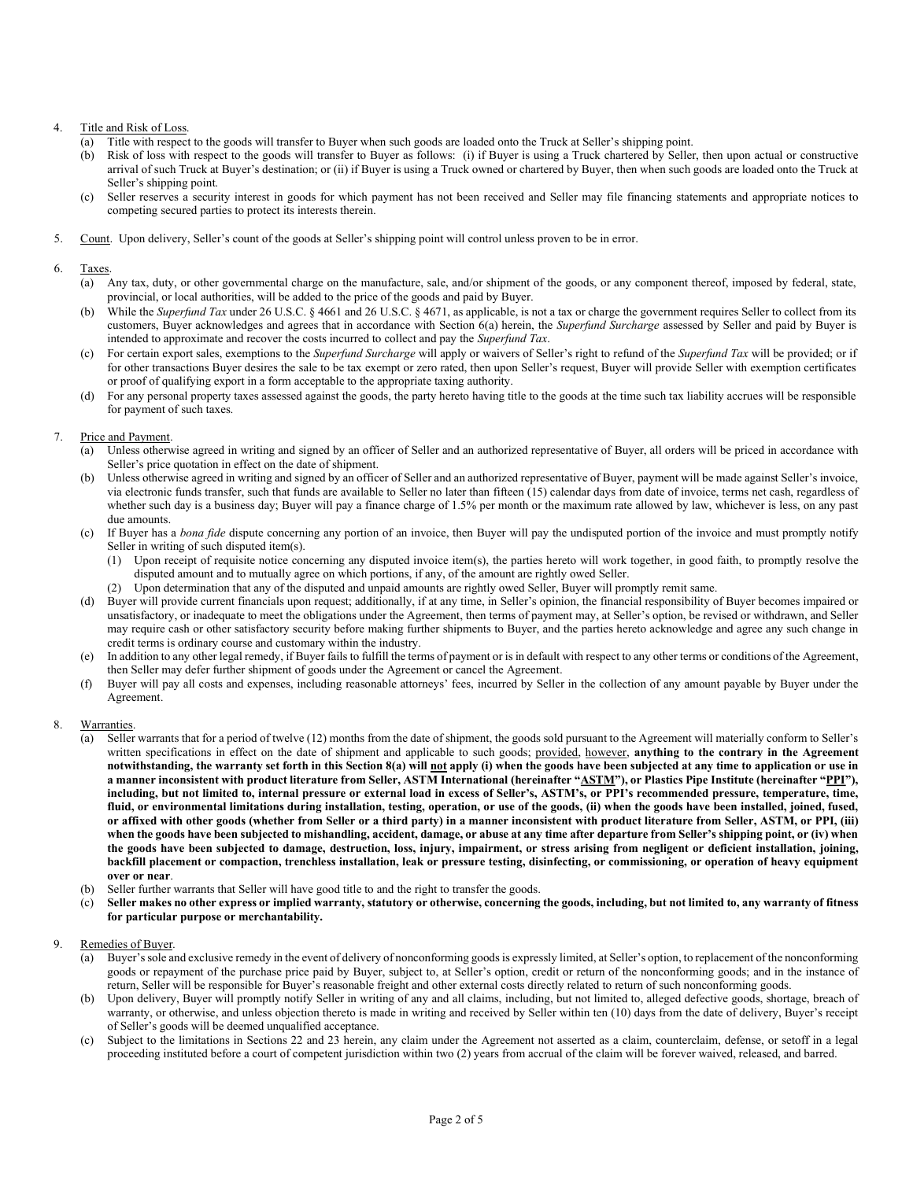4. <u>Title and Risk of Loss</u>.
   (a) Title with respect to the goods will transfer to Buyer when such goods are loaded onto the Truck at Seller's shipping point.
   (b) Risk of loss with respect to the goods will transfer to Buyer as follows: (i) if Buyer is using a Truck chartered by Seller, then upon actual or constructive arrival of such Truck at Buyer's destination; or (ii) if Buyer is using a Truck owned or chartered by Buyer, then when such goods are loaded onto the Truck at Seller's shipping point.
   (c) Seller reserves a security interest in goods for which payment has not been received and Seller may file financing statements and appropriate notices to competing secured parties to protect its interests therein.

5. <u>Count</u>. Upon delivery, Seller's count of the goods at Seller's shipping point will control unless proven to be in error.

6. <u>Taxes</u>.
   (a) Any tax, duty, or other governmental charge on the manufacture, sale, and/or shipment of the goods, or any component thereof, imposed by federal, state, provincial, or local authorities, will be added to the price of the goods and paid by Buyer.
   (b) While the *Superfund Tax* under 26 U.S.C. § 4661 and 26 U.S.C. § 4671, as applicable, is not a tax or charge the government requires Seller to collect from its customers, Buyer acknowledges and agrees that in accordance with Section 6(a) herein, the *Superfund Surcharge* assessed by Seller and paid by Buyer is intended to approximate and recover the costs incurred to collect and pay the *Superfund Tax*.
   (c) For certain export sales, exemptions to the *Superfund Surcharge* will apply or waivers of Seller's right to refund of the *Superfund Tax* will be provided; or if for other transactions Buyer desires the sale to be tax exempt or zero rated, then upon Seller's request, Buyer will provide Seller with exemption certificates or proof of qualifying export in a form acceptable to the appropriate taxing authority.
   (d) For any personal property taxes assessed against the goods, the party hereto having title to the goods at the time such tax liability accrues will be responsible for payment of such taxes.

7. <u>Price and Payment</u>.
   (a) Unless otherwise agreed in writing and signed by an officer of Seller and an authorized representative of Buyer, all orders will be priced in accordance with Seller's price quotation in effect on the date of shipment.
   (b) Unless otherwise agreed in writing and signed by an officer of Seller and an authorized representative of Buyer, payment will be made against Seller's invoice, via electronic funds transfer, such that funds are available to Seller no later than fifteen (15) calendar days from date of invoice, terms net cash, regardless of whether such day is a business day; Buyer will pay a finance charge of 1.5% per month or the maximum rate allowed by law, whichever is less, on any past due amounts.
   (c) If Buyer has a *bona fide* dispute concerning any portion of an invoice, then Buyer will pay the undisputed portion of the invoice and must promptly notify Seller in writing of such disputed item(s).
      (1) Upon receipt of requisite notice concerning any disputed invoice item(s), the parties hereto will work together, in good faith, to promptly resolve the disputed amount and to mutually agree on which portions, if any, of the amount are rightly owed Seller.
      (2) Upon determination that any of the disputed and unpaid amounts are rightly owed Seller, Buyer will promptly remit same.
   (d) Buyer will provide current financials upon request; additionally, if at any time, in Seller's opinion, the financial responsibility of Buyer becomes impaired or unsatisfactory, or inadequate to meet the obligations under the Agreement, then terms of payment may, at Seller's option, be revised or withdrawn, and Seller may require cash or other satisfactory security before making further shipments to Buyer, and the parties hereto acknowledge and agree any such change in credit terms is ordinary course and customary within the industry.
   (e) In addition to any other legal remedy, if Buyer fails to fulfill the terms of payment or is in default with respect to any other terms or conditions of the Agreement, then Seller may defer further shipment of goods under the Agreement or cancel the Agreement.
   (f) Buyer will pay all costs and expenses, including reasonable attorneys' fees, incurred by Seller in the collection of any amount payable by Buyer under the Agreement.

8. <u>Warranties</u>.
   (a) Seller warrants that for a period of twelve (12) months from the date of shipment, the goods sold pursuant to the Agreement will materially conform to Seller's written specifications in effect on the date of shipment and applicable to such goods; <u>provided</u>, <u>however</u>, **anything to the contrary in the Agreement notwithstanding, the warranty set forth in this Section 8(a) will <u>not</u> apply (i) when the goods have been subjected at any time to application or use in a manner inconsistent with product literature from Seller, ASTM International (hereinafter "<u>ASTM</u>"), or Plastics Pipe Institute (hereinafter "<u>PPI</u>"), including, but not limited to, internal pressure or external load in excess of Seller's, ASTM's, or PPI's recommended pressure, temperature, time, fluid, or environmental limitations during installation, testing, operation, or use of the goods, (ii) when the goods have been installed, joined, fused, or affixed with other goods (whether from Seller or a third party) in a manner inconsistent with product literature from Seller, ASTM, or PPI, (iii) when the goods have been subjected to mishandling, accident, damage, or abuse at any time after departure from Seller's shipping point, or (iv) when the goods have been subjected to damage, destruction, loss, injury, impairment, or stress arising from negligent or deficient installation, joining, backfill placement or compaction, trenchless installation, leak or pressure testing, disinfecting, or commissioning, or operation of heavy equipment over or near**.
   (b) Seller further warrants that Seller will have good title and the right to transfer the goods.
   (c) **Seller makes no other express or implied warranty, statutory or otherwise, concerning the goods, including, but not limited to, any warranty of fitness for particular purpose or merchantability.**

9. <u>Remedies of Buyer</u>.
   (a) Buyer's sole and exclusive remedy in the event of delivery of nonconforming goods is expressly limited, at Seller's option, to replacement of the nonconforming goods or repayment of the purchase price paid by Buyer, subject to, at Seller's option, credit or return of the nonconforming goods; and in the instance of return, Seller will be responsible for Buyer's reasonable freight and other external costs directly related to return of such nonconforming goods.
   (b) Upon delivery, Buyer will promptly notify Seller in writing of any and all claims, including, but not limited to, alleged defective goods, shortage, breach of warranty, or otherwise, and unless objection thereto is made in writing and received by Seller within ten (10) days from the date of delivery, Buyer's receipt of Seller's goods will be deemed unqualified acceptance.
   (c) Subject to the limitations in Sections 22 and 23 herein, any claim under the Agreement not asserted as a claim, counterclaim, defense, or setoff in a legal proceeding instituted before a court of competent jurisdiction within two (2) years from accrual of the claim will be forever waived, released, and barred.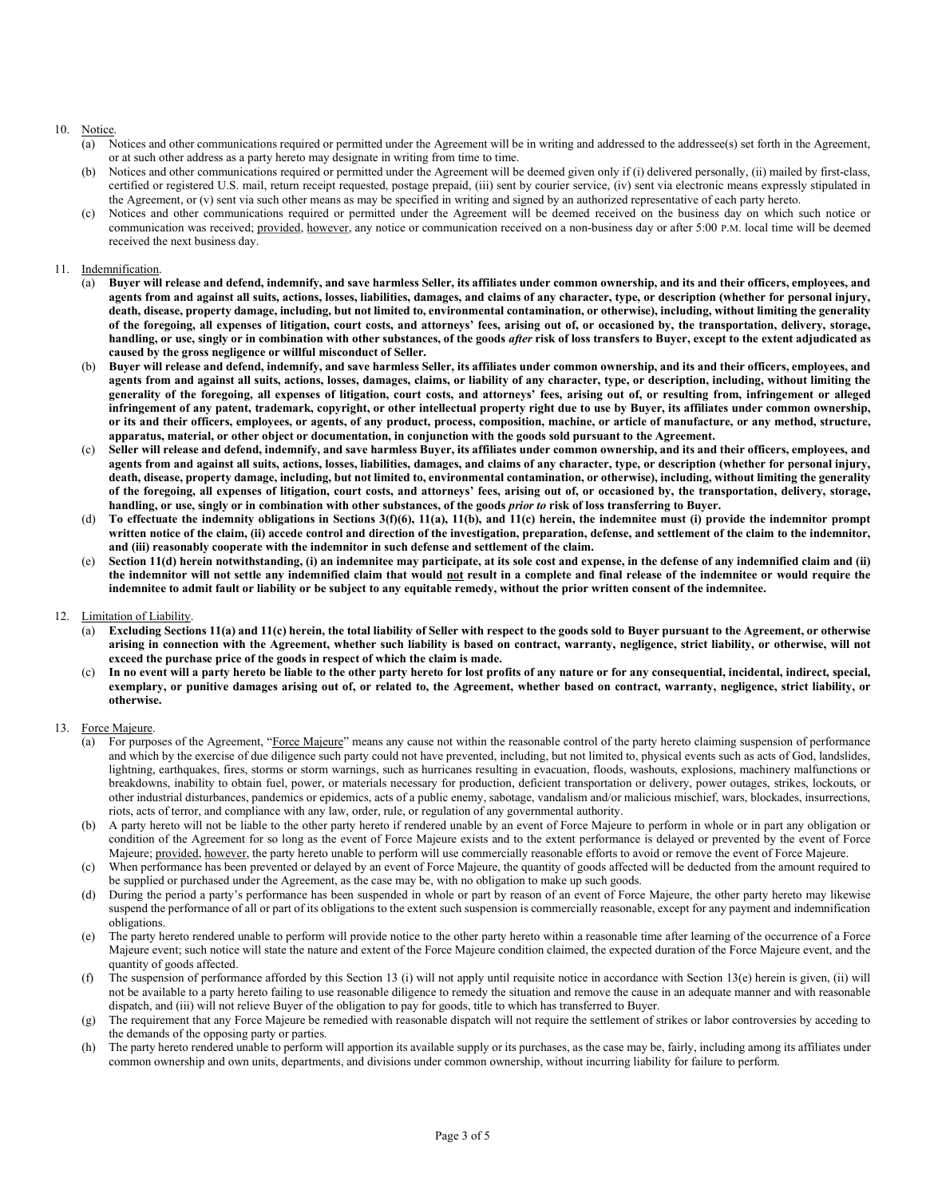10. Notice.
    (a) Notices and other communications required or permitted under the Agreement will be in writing and addressed to the addressee(s) set forth in the Agreement, or at such other address as a party hereto may designate in writing from time to time.
    (b) Notices and other communications required or permitted under the Agreement will be deemed given only if (i) delivered personally, (ii) mailed by first-class, certified or registered U.S. mail, return receipt requested, postage prepaid, (iii) sent by courier service, (iv) sent via electronic means expressly stipulated in the Agreement, or (v) sent via such other means as may be specified in writing and signed by an authorized representative of each party hereto.
    (c) Notices and other communications required or permitted under the Agreement will be deemed received on the business day on which such notice or communication was received; provided, however, any notice or communication received on a non-business day or after 5:00 P.M. local time will be deemed received the next business day.

11. Indemnification.
    (a) **Buyer will release and defend, indemnify, and save harmless Seller, its affiliates under common ownership, and its and their officers, employees, and agents from and against all suits, actions, losses, liabilities, damages, and claims of any character, type, or description (whether for personal injury, death, disease, property damage, including, but not limited to, environmental contamination, or otherwise), including, without limiting the generality of the foregoing, all expenses of litigation, court costs, and attorneys' fees, arising out of, or occasioned by, the transportation, delivery, storage, handling, or use, singly or in combination with other substances, of the goods *after* risk of loss transfers to Buyer, except to the extent adjudicated as caused by the gross negligence or willful misconduct of Seller.**
    (b) **Buyer will release and defend, indemnify, and save harmless Seller, its affiliates under common ownership, and its and their officers, employees, and agents from and against all suits, actions, losses, damages, claims, or liability of any character, type, or description, including, without limiting the generality of the foregoing, all expenses of litigation, court costs, and attorneys' fees, arising out of, or resulting from, infringement or alleged infringement of any patent, trademark, copyright, or other intellectual property right due to use by Buyer, its affiliates under common ownership, or its and their officers, employees, or agents, of any product, process, composition, machine, or article of manufacture, or any method, structure, apparatus, material, or other object or documentation, in conjunction with the goods sold pursuant to the Agreement.**
    (c) **Seller will release and defend, indemnify, and save harmless Buyer, its affiliates under common ownership, and its and their officers, employees, and agents from and against all suits, actions, losses, liabilities, damages, and claims of any character, type, or description (whether for personal injury, death, disease, property damage, including, but not limited to, environmental contamination, or otherwise), including, without limiting the generality of the foregoing, all expenses of litigation, court costs, and attorneys' fees, arising out of, or occasioned by, the transportation, delivery, storage, handling, or use, singly or in combination with other substances, of the goods *prior to* risk of loss transferring to Buyer.**
    (d) **To effectuate the indemnity obligations in Sections 3(f)(6), 11(a), 11(b), and 11(c) herein, the indemnitee must (i) provide the indemnitor prompt written notice of the claim, (ii) accede control and direction of the investigation, preparation, defense, and settlement of the claim to the indemnitor, and (iii) reasonably cooperate with the indemnitor in such defense and settlement of the claim.**
    (e) **Section 11(d) herein notwithstanding, (i) an indemnitee may participate, at its sole cost and expense, in the defense of any indemnified claim and (ii) the indemnitor will not settle any indemnified claim that would not result in a complete and final release of the indemnitee or would require the indemnitee to admit fault or liability or be subject to any equitable remedy, without the prior written consent of the indemnitee.**

12. Limitation of Liability.
    (a) **Excluding Sections 11(a) and 11(c) herein, the total liability of Seller with respect to the goods sold to Buyer pursuant to the Agreement, or otherwise arising in connection with the Agreement, whether such liability is based on contract, warranty, negligence, strict liability, or otherwise, will not exceed the purchase price of the goods in respect of which the claim is made.**
    (c) **In no event will a party hereto be liable to the other party hereto for lost profits of any nature or for any consequential, incidental, indirect, special, exemplary, or punitive damages arising out of, or related to, the Agreement, whether based on contract, warranty, negligence, strict liability, or otherwise.**

13. Force Majeure.
    (a) For purposes of the Agreement, "Force Majeure" means any cause not within the reasonable control of the party hereto claiming suspension of performance and which by the exercise of due diligence such party could not have prevented, including, but not limited to, physical events such as acts of God, landslides, lightning, earthquakes, fires, storms or storm warnings, such as hurricanes resulting in evacuation, floods, washouts, explosions, machinery malfunctions or breakdowns, inability to obtain fuel, power, or materials necessary for production, deficient transportation or delivery, power outages, strikes, lockouts, or other industrial disturbances, pandemics or epidemics, acts of a public enemy, sabotage, vandalism and/or malicious mischief, wars, blockades, insurrections, riots, acts of terror, and compliance with any law, order, rule, or regulation of any governmental authority.
    (b) A party hereto will not be liable to the other party hereto if rendered unable by an event of Force Majeure to perform in whole or in part any obligation or condition of the Agreement for so long as the event of Force Majeure exists and to the extent performance is delayed or prevented by the event of Force Majeure; provided, however, the party hereto unable to perform will use commercially reasonable efforts to avoid or remove the event of Force Majeure.
    (c) When performance has been prevented or delayed by an event of Force Majeure, the quantity of goods affected will be deducted from the amount required to be supplied or purchased under the Agreement, as the case may be, with no obligation to make up such goods.
    (d) During the period a party's performance has been suspended in whole or part by reason of an event of Force Majeure, the other party hereto may likewise suspend the performance of all or part of its obligations to the extent such suspension is commercially reasonable, except for any payment and indemnification obligations.
    (e) The party hereto rendered unable to perform will provide notice to the other party hereto within a reasonable time after learning of the occurrence of a Force Majeure event; such notice will state the nature and extent of the Force Majeure condition claimed, the expected duration of the Force Majeure event, and the quantity of goods affected.
    (f) The suspension of performance afforded by this Section 13 (i) will not apply until requisite notice in accordance with Section 13(e) herein is given, (ii) will not be available to a party hereto failing to use reasonable diligence to remedy the situation and remove the cause in an adequate manner and with reasonable dispatch, and (iii) will not relieve Buyer of the obligation to pay for goods, title to which has transferred to Buyer.
    (g) The requirement that any Force Majeure be remedied with reasonable dispatch will not require the settlement of strikes or labor controversies by acceding to the demands of the opposing party or parties.
    (h) The party hereto rendered unable to perform will apportion its available supply or its purchases, as the case may be, fairly, including among its affiliates under common ownership and own units, departments, and divisions under common ownership, without incurring liability for failure to perform.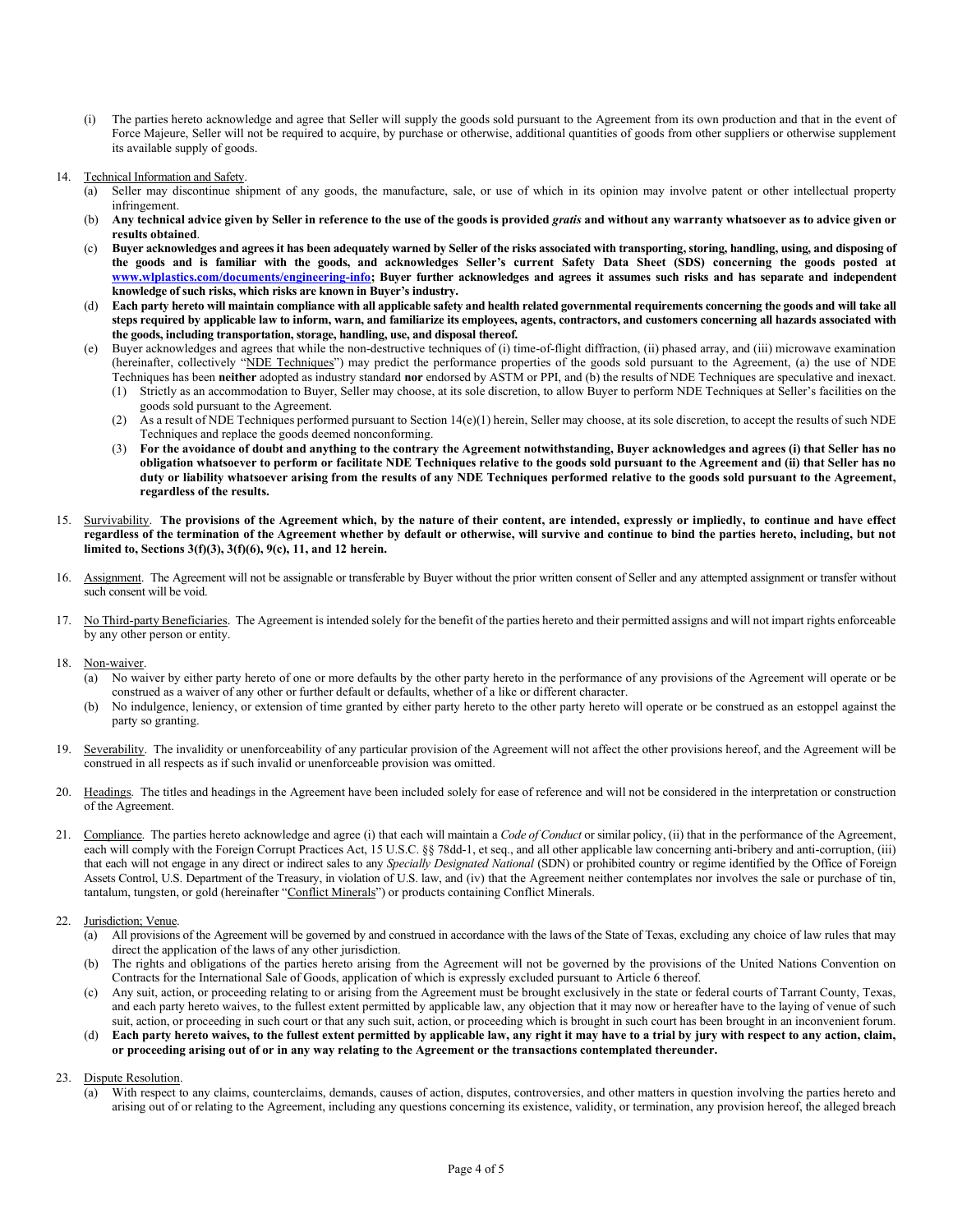(i) The parties hereto acknowledge and agree that Seller will supply the goods sold pursuant to the Agreement from its own production and that in the event of Force Majeure, Seller will not be required to acquire, by purchase or otherwise, additional quantities of goods from other suppliers or otherwise supplement its available supply of goods.

14. Technical Information and Safety.
   (a) Seller may discontinue shipment of any goods, the manufacture, sale, or use of which in its opinion may involve patent or other intellectual property infringement.
   (b) **Any technical advice given by Seller in reference to the use of the goods is provided *gratis* and without any warranty whatsoever as to advice given or results obtained**.
   (c) **Buyer acknowledges and agrees it has been adequately warned by Seller of the risks associated with transporting, storing, handling, using, and disposing of the goods and is familiar with the goods, and acknowledges Seller's current Safety Data Sheet (SDS) concerning the goods posted at www.wlplastics.com/documents/engineering-info; Buyer further acknowledges and agrees it assumes such risks and has separate and independent knowledge of such risks, which risks are known in Buyer's industry.**
   (d) **Each party hereto will maintain compliance with all applicable safety and health related governmental requirements concerning the goods and will take all steps required by applicable law to inform, warn, and familiarize its employees, agents, contractors, and customers concerning all hazards associated with the goods, including transportation, storage, handling, use, and disposal thereof.**
   (e) Buyer acknowledges and agrees that while the non-destructive techniques of (i) time-of-flight diffraction, (ii) phased array, and (iii) microwave examination (hereinafter, collectively "NDE Techniques") may predict the performance properties of the goods sold pursuant to the Agreement, (a) the use of NDE Techniques has been **neither** adopted as industry standard **nor** endorsed by ASTM or PPI, and (b) the results of NDE Techniques are speculative and inexact.
      (1) Strictly as an accommodation to Buyer, Seller may choose, at its sole discretion, to allow Buyer to perform NDE Techniques at Seller's facilities on the goods sold pursuant to the Agreement.
      (2) As a result of NDE Techniques performed pursuant to Section 14(e)(1) herein, Seller may choose, at its sole discretion, to accept the results of such NDE Techniques and replace the goods deemed nonconforming.
      (3) **For the avoidance of doubt and anything to the contrary the Agreement notwithstanding, Buyer acknowledges and agrees (i) that Seller has no obligation whatsoever to perform or facilitate NDE Techniques relative to the goods sold pursuant to the Agreement and (ii) that Seller has no duty or liability whatsoever arising from the results of any NDE Techniques performed relative to the goods sold pursuant to the Agreement, regardless of the results.**

15. Survivability. **The provisions of the Agreement which, by the nature of their content, are intended, expressly or impliedly, to continue and have effect regardless of the termination of the Agreement whether by default or otherwise, will survive and continue to bind the parties hereto, including, but not limited to, Sections 3(f)(3), 3(f)(6), 9(c), 11, and 12 herein.**

16. Assignment. The Agreement will not be assignable or transferable by Buyer without the prior written consent of Seller and any attempted assignment or transfer without such consent will be void.

17. No Third-party Beneficiaries. The Agreement is intended solely for the benefit of the parties hereto and their permitted assigns and will not impart rights enforceable by any other person or entity.

18. Non-waiver.
   (a) No waiver by either party hereto of one or more defaults by the other party hereto in the performance of any provisions of the Agreement will operate or be construed as a waiver of any other or further default or defaults, whether of a like or different character.
   (b) No indulgence, leniency, or extension of time granted by either party hereto to the other party hereto will operate or be construed as an estoppel against the party so granting.

19. Severability. The invalidity or unenforceability of any particular provision of the Agreement will not affect the other provisions hereof, and the Agreement will be construed in all respects as if such invalid or unenforceable provision was omitted.

20. Headings. The titles and headings in the Agreement have been included solely for ease of reference and will not be considered in the interpretation or construction of the Agreement.

21. Compliance. The parties hereto acknowledge and agree (i) that each will maintain a *Code of Conduct* or similar policy, (ii) that in the performance of the Agreement, each will comply with the Foreign Corrupt Practices Act, 15 U.S.C. §§ 78dd-1, et seq., and all other applicable law concerning anti-bribery and anti-corruption, (iii) that each will not engage in any direct or indirect sales to any *Specially Designated National* (SDN) or prohibited country or regime identified by the Office of Foreign Assets Control, U.S. Department of the Treasury, in violation of U.S. law, and (iv) that the Agreement neither contemplates nor involves the sale or purchase of tin, tantalum, tungsten, or gold (hereinafter "Conflict Minerals") or products containing Conflict Minerals.

22. Jurisdiction; Venue.
   (a) All provisions of the Agreement will be governed by and construed in accordance with the laws of the State of Texas, excluding any choice of law rules that may direct the application of the laws of any other jurisdiction.
   (b) The rights and obligations of the parties hereto arising from the Agreement will not be governed by the provisions of the United Nations Convention on Contracts for the International Sale of Goods, application of which is expressly excluded pursuant to Article 6 thereof.
   (c) Any suit, action, or proceeding relating to or arising from the Agreement must be brought exclusively in the state or federal courts of Tarrant County, Texas, and each party hereto waives, to the fullest extent permitted by applicable law, any objection that it may now or hereafter have to the laying of venue of such suit, action, or proceeding in such court or that any such suit, action, or proceeding which is brought in such court has been brought in an inconvenient forum.
   (d) **Each party hereto waives, to the fullest extent permitted by applicable law, any right it may have to a trial by jury with respect to any action, claim, or proceeding arising out of or in any way relating to the Agreement or the transactions contemplated thereunder.**

23. Dispute Resolution.
   (a) With respect to any claims, counterclaims, demands, causes of action, disputes, controversies, and other matters in question involving the parties hereto and arising out of or relating to the Agreement, including any questions concerning its existence, validity, or termination, any provision hereof, the alleged breach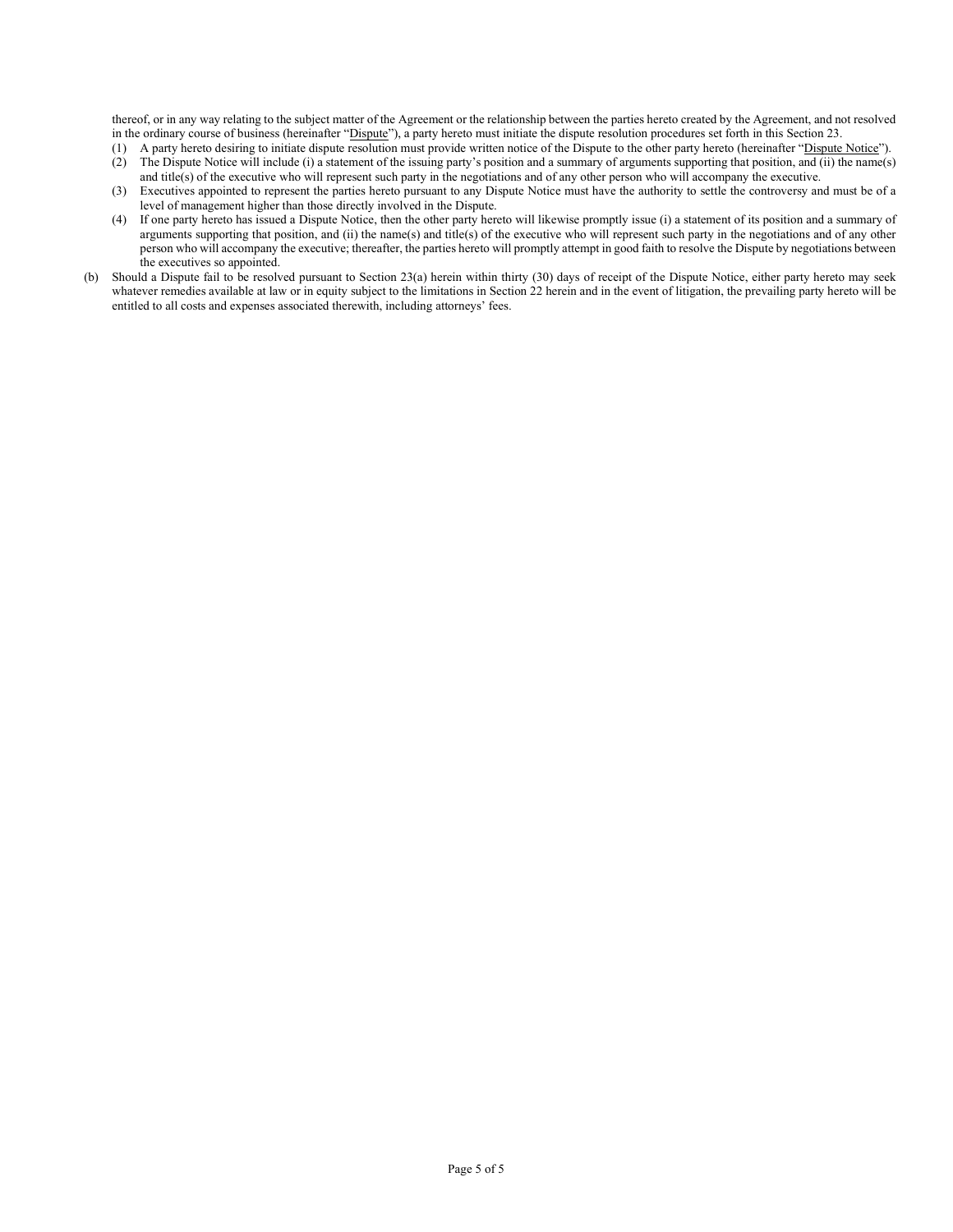thereof, or in any way relating to the subject matter of the Agreement or the relationship between the parties hereto created by the Agreement, and not resolved in the ordinary course of business (hereinafter "Dispute"), a party hereto must initiate the dispute resolution procedures set forth in this Section 23.

(1) A party hereto desiring to initiate dispute resolution must provide written notice of the Dispute to the other party hereto (hereinafter "Dispute Notice").

(2) The Dispute Notice will include (i) a statement of the issuing party's position and a summary of arguments supporting that position, and (ii) the name(s) and title(s) of the executive who will represent such party in the negotiations and of any other person who will accompany the executive.

(3) Executives appointed to represent the parties hereto pursuant to any Dispute Notice must have the authority to settle the controversy and must be of a level of management higher than those directly involved in the Dispute.

(4) If one party hereto has issued a Dispute Notice, then the other party hereto will likewise promptly issue (i) a statement of its position and a summary of arguments supporting that position, and (ii) the name(s) and title(s) of the executive who will represent such party in the negotiations and of any other person who will accompany the executive; thereafter, the parties hereto will promptly attempt in good faith to resolve the Dispute by negotiations between the executives so appointed.

(b) Should a Dispute fail to be resolved pursuant to Section 23(a) herein within thirty (30) days of receipt of the Dispute Notice, either party hereto may seek whatever remedies available at law or in equity subject to the limitations in Section 22 herein and in the event of litigation, the prevailing party hereto will be entitled to all costs and expenses associated therewith, including attorneys' fees.